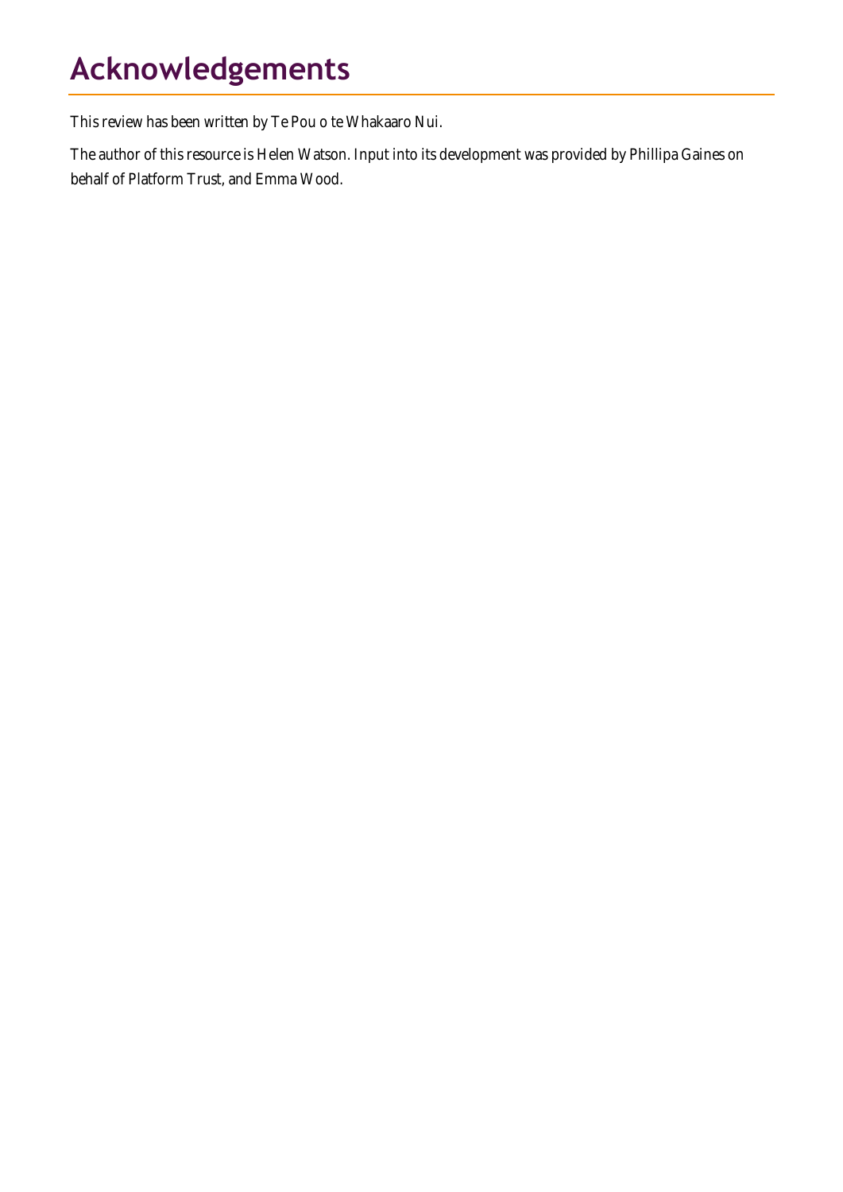# Acknowledgements

This review has been written by Te Pou o te Whakaaro Nui.

The author of this resource is Helen Watson. Input into its development was provided by Phillipa Gaines on behalf of Platform Trust, and Emma Wood.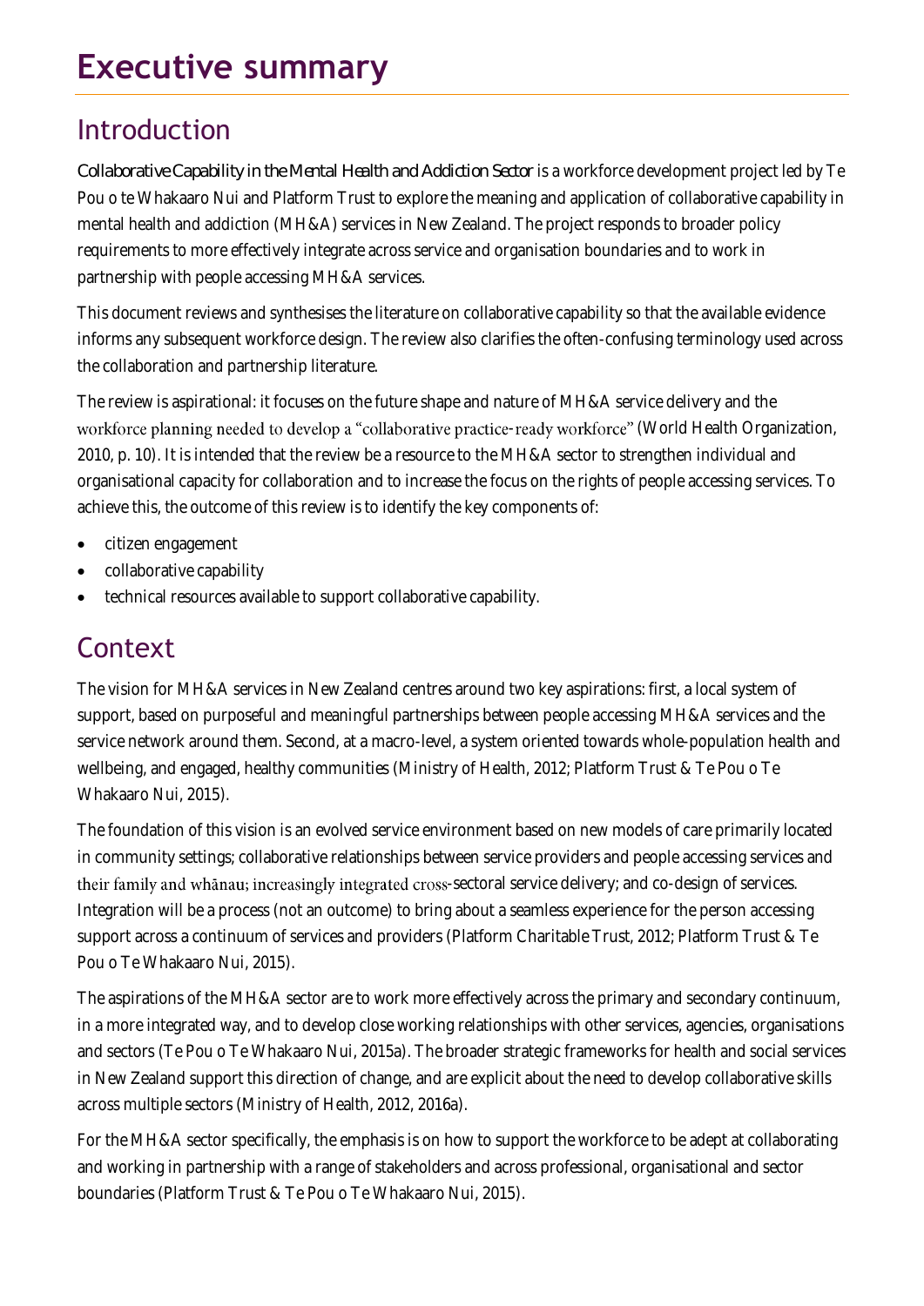# Executive summary

## Introduction

*Collaborative Capability in the Mental Health and Addiction Sector* is a workforce development project led by Te Pou o te Whakaaro Nui and Platform Trust to explore the meaning and application of collaborative capability in mental health and addiction (MH&A) services in New Zealand. The project responds to broader policy requirements to more effectively integrate across service and organisation boundaries and to work in partnership with people accessing MH&A services.

This document reviews and synthesises the literature on collaborative capability so that the available evidence informs any subsequent workforce design. The review also clarifies the often-confusing terminology used across the collaboration and partnership literature.

The review is aspirational: it focuses on the future shape and nature of MH&A service delivery and the workforce planning needed to develop a "collaborative practice-ready workforce" (World Health Organization, 2010, p. 10). It is intended that the review be a resource to the MH&A sector to strengthen individual and organisational capacity for collaboration and to increase the focus on the rights of people accessing services. To achieve this, the outcome of this review is to identify the key components of:

- citizen engagement
- collaborative capability
- technical resources available to support collaborative capability.

## Context

The vision for MH&A services in New Zealand centres around two key aspirations: first, a local system of support, based on purposeful and meaningful partnerships between people accessing MH&A services and the service network around them. Second, at a macro-level, a system oriented towards whole-population health and wellbeing, and engaged, healthy communities (Ministry of Health, 2012; Platform Trust & Te Pou o Te Whakaaro Nui, 2015).

The foundation of this vision is an evolved service environment based on new models of care primarily located in community settings; collaborative relationships between service providers and people accessing services and their family and whānau; increasingly integrated cross-sectoral service delivery; and co-design of services. Integration will be a process (not an outcome) to bring about a seamless experience for the person accessing support across a continuum of services and providers (Platform Charitable Trust, 2012; Platform Trust & Te Pou o Te Whakaaro Nui, 2015).

The aspirations of the MH&A sector are to work more effectively across the primary and secondary continuum, in a more integrated way, and to develop close working relationships with other services, agencies, organisations and sectors (Te Pou o Te Whakaaro Nui, 2015a). The broader strategic frameworks for health and social services in New Zealand support this direction of change, and are explicit about the need to develop collaborative skills across multiple sectors (Ministry of Health, 2012, 2016a).

For the MH&A sector specifically, the emphasis is on how to support the workforce to be adept at collaborating and working in partnership with a range of stakeholders and across professional, organisational and sector boundaries (Platform Trust & Te Pou o Te Whakaaro Nui, 2015).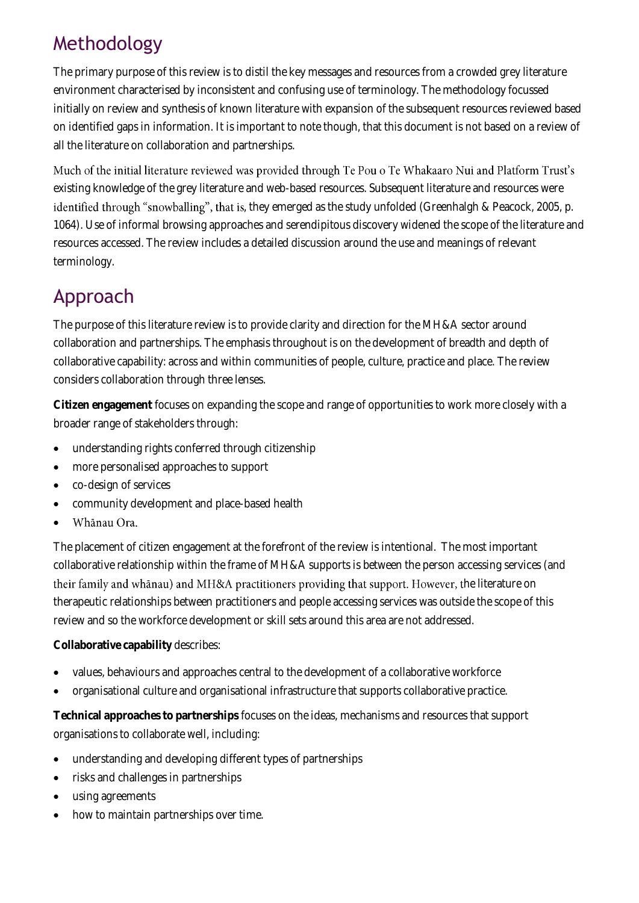## Methodology

The primary purpose of this review is to distil the key messages and resources from a crowded grey literature environment characterised by inconsistent and confusing use of terminology. The methodology focussed initially on review and synthesis of known literature with expansion of the subsequent resources reviewed based on identified gaps in information. It is important to note though, that this document is not based on a review of all the literature on collaboration and partnerships.

Much of the initial literature reviewed was provided through Te Pou o Te Whakaaro Nui and Platform Trust's existing knowledge of the grey literature and web-based resources. Subsequent literature and resources were identified through "snowballing", that is, they emerged as the study unfolded (Greenhalgh & Peacock, 2005, p. 1064). Use of informal browsing approaches and serendipitous discovery widened the scope of the literature and resources accessed. The review includes a detailed discussion around the use and meanings of relevant terminology.

## Approach

The purpose of this literature review is to provide clarity and direction for the MH&A sector around collaboration and partnerships. The emphasis throughout is on the development of breadth and depth of collaborative capability: across and within communities of people, culture, practice and place. The review considers collaboration through three lenses.

**Citizen engagement** focuses on expanding the scope and range of opportunities to work more closely with a broader range of stakeholders through:

- understanding rights conferred through citizenship
- more personalised approaches to support
- co-design of services
- community development and place-based health
- Whānau Ora.

The placement of citizen engagement at the forefront of the review is intentional. The most important collaborative relationship within the frame of MH&A supports is between the person accessing services (and their family and whānau) and MH&A practitioners providing that support. However, the literature on therapeutic relationships between practitioners and people accessing services was outside the scope of this review and so the workforce development or skill sets around this area are not addressed.

**Collaborative capability** describes:

- values, behaviours and approaches central to the development of a collaborative workforce
- organisational culture and organisational infrastructure that supports collaborative practice.

**Technical approaches to partnerships** focuses on the ideas, mechanisms and resources that support organisations to collaborate well, including:

- understanding and developing different types of partnerships
- risks and challenges in partnerships
- using agreements
- how to maintain partnerships over time.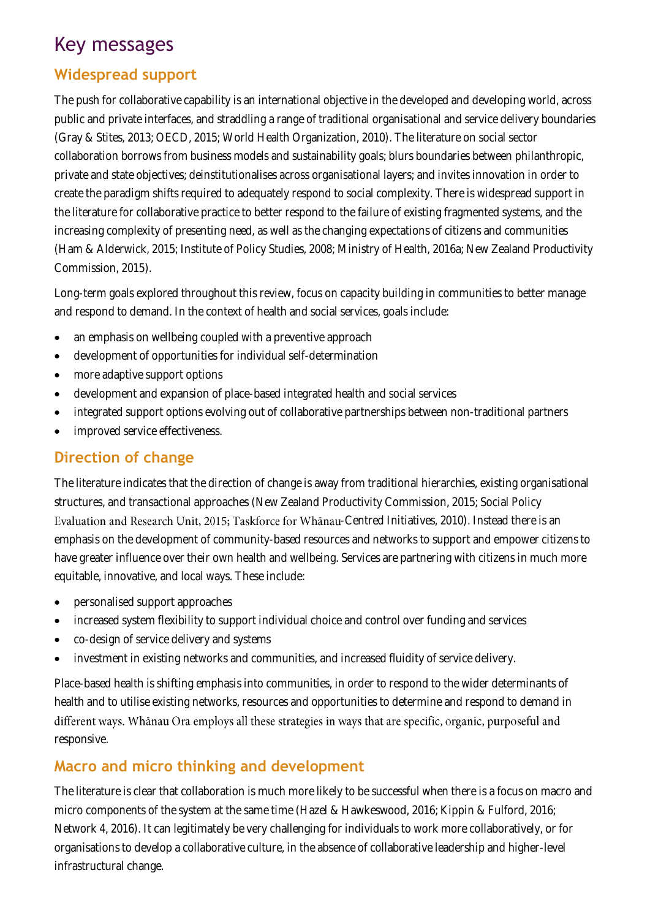# Key messages

## Widespread support

The push for collaborative capability is an international objective in the developed and developing world, across public and private interfaces, and straddling a range of traditional organisational and service delivery boundaries (Gray & Stites, 2013; OECD, 2015; World Health Organization, 2010). The literature on social sector collaboration borrows from business models and sustainability goals; blurs boundaries between philanthropic, private and state objectives; deinstitutionalises across organisational layers; and invites innovation in order to create the paradigm shifts required to adequately respond to social complexity. There is widespread support in the literature for collaborative practice to better respond to the failure of existing fragmented systems, and the increasing complexity of presenting need, as well as the changing expectations of citizens and communities (Ham & Alderwick, 2015; Institute of Policy Studies, 2008; Ministry of Health, 2016a; New Zealand Productivity Commission, 2015).

Long-term goals explored throughout this review, focus on capacity building in communities to better manage and respond to demand. In the context of health and social services, goals include:

- an emphasis on wellbeing coupled with a preventive approach
- development of opportunities for individual self-determination
- more adaptive support options
- development and expansion of place-based integrated health and social services
- integrated support options evolving out of collaborative partnerships between non-traditional partners
- improved service effectiveness.

## Direction of change

The literature indicates that the direction of change is away from traditional hierarchies, existing organisational structures, and transactional approaches (New Zealand Productivity Commission, 2015; Social Policy Evaluation and Research Unit, 2015; Taskforce for Whānau-Centred Initiatives, 2010). Instead there is an emphasis on the development of community-based resources and networks to support and empower citizens to have greater influence over their own health and wellbeing. Services are partnering with citizens in much more equitable, innovative, and local ways. These include:

- personalised support approaches
- increased system flexibility to support individual choice and control over funding and services
- co-design of service delivery and systems
- investment in existing networks and communities, and increased fluidity of service delivery.

Place-based health is shifting emphasis into communities, in order to respond to the wider determinants of health and to utilise existing networks, resources and opportunities to determine and respond to demand in different ways. Whānau Ora employs all these strategies in ways that are specific, organic, purposeful and responsive.

## Macro and micro thinking and development

The literature is clear that collaboration is much more likely to be successful when there is a focus on macro and micro components of the system at the same time (Hazel & Hawkeswood, 2016; Kippin & Fulford, 2016; Network 4, 2016). It can legitimately be very challenging for individuals to work more collaboratively, or for organisations to develop a collaborative culture, in the absence of collaborative leadership and higher-level infrastructural change.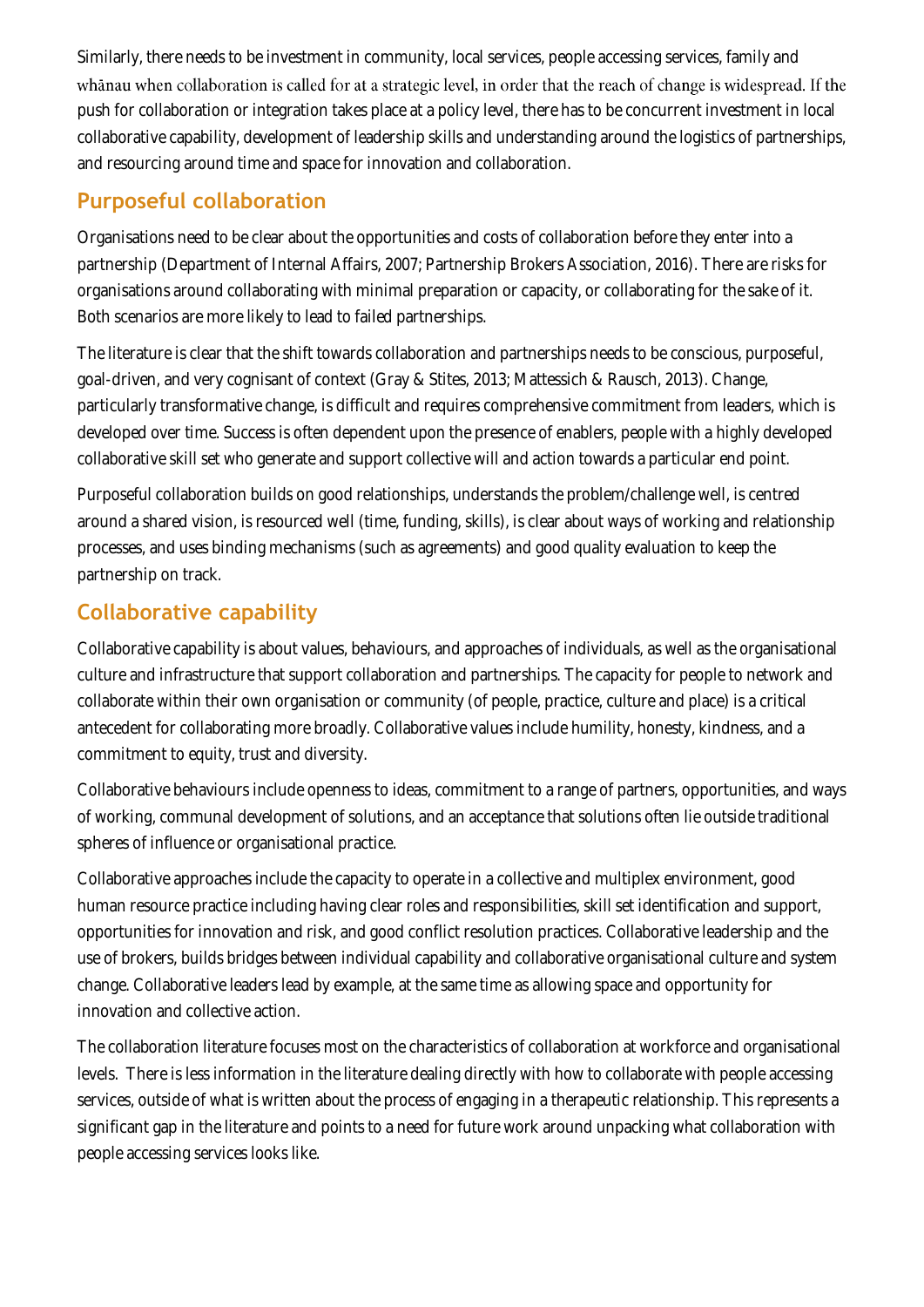Similarly, there needs to be investment in community, local services, people accessing services, family and whānau when collaboration is called for at a strategic level, in order that the reach of change is widespread. If the push for collaboration or integration takes place at a policy level, there has to be concurrent investment in local collaborative capability, development of leadership skills and understanding around the logistics of partnerships, and resourcing around time and space for innovation and collaboration.

## Purposeful collaboration

Organisations need to be clear about the opportunities and costs of collaboration before they enter into a partnership (Department of Internal Affairs, 2007; Partnership Brokers Association, 2016). There are risks for organisations around collaborating with minimal preparation or capacity, or collaborating for the sake of it. Both scenarios are more likely to lead to failed partnerships.

The literature is clear that the shift towards collaboration and partnerships needs to be conscious, purposeful, goal-driven, and very cognisant of context (Gray & Stites, 2013; Mattessich & Rausch, 2013). Change, particularly transformative change, is difficult and requires comprehensive commitment from leaders, which is developed over time. Success is often dependent upon the presence of enablers, people with a highly developed collaborative skill set who generate and support collective will and action towards a particular end point.

Purposeful collaboration builds on good relationships, understands the problem/challenge well, is centred around a shared vision, is resourced well (time, funding, skills), is clear about ways of working and relationship processes, and uses binding mechanisms (such as agreements) and good quality evaluation to keep the partnership on track.

## Collaborative capability

Collaborative capability is about values, behaviours, and approaches of individuals, as well as the organisational culture and infrastructure that support collaboration and partnerships. The capacity for people to network and collaborate within their own organisation or community (of people, practice, culture and place) is a critical antecedent for collaborating more broadly. Collaborative values include humility, honesty, kindness, and a commitment to equity, trust and diversity.

Collaborative behaviours include openness to ideas, commitment to a range of partners, opportunities, and ways of working, communal development of solutions, and an acceptance that solutions often lie outside traditional spheres of influence or organisational practice.

Collaborative approaches include the capacity to operate in a collective and multiplex environment, good human resource practice including having clear roles and responsibilities, skill set identification and support, opportunities for innovation and risk, and good conflict resolution practices. Collaborative leadership and the use of brokers, builds bridges between individual capability and collaborative organisational culture and system change. Collaborative leaders lead by example, at the same time as allowing space and opportunity for innovation and collective action.

The collaboration literature focuses most on the characteristics of collaboration at workforce and organisational levels. There is less information in the literature dealing directly with how to collaborate with people accessing services, outside of what is written about the process of engaging in a therapeutic relationship. This represents a significant gap in the literature and points to a need for future work around unpacking what collaboration with people accessing services looks like.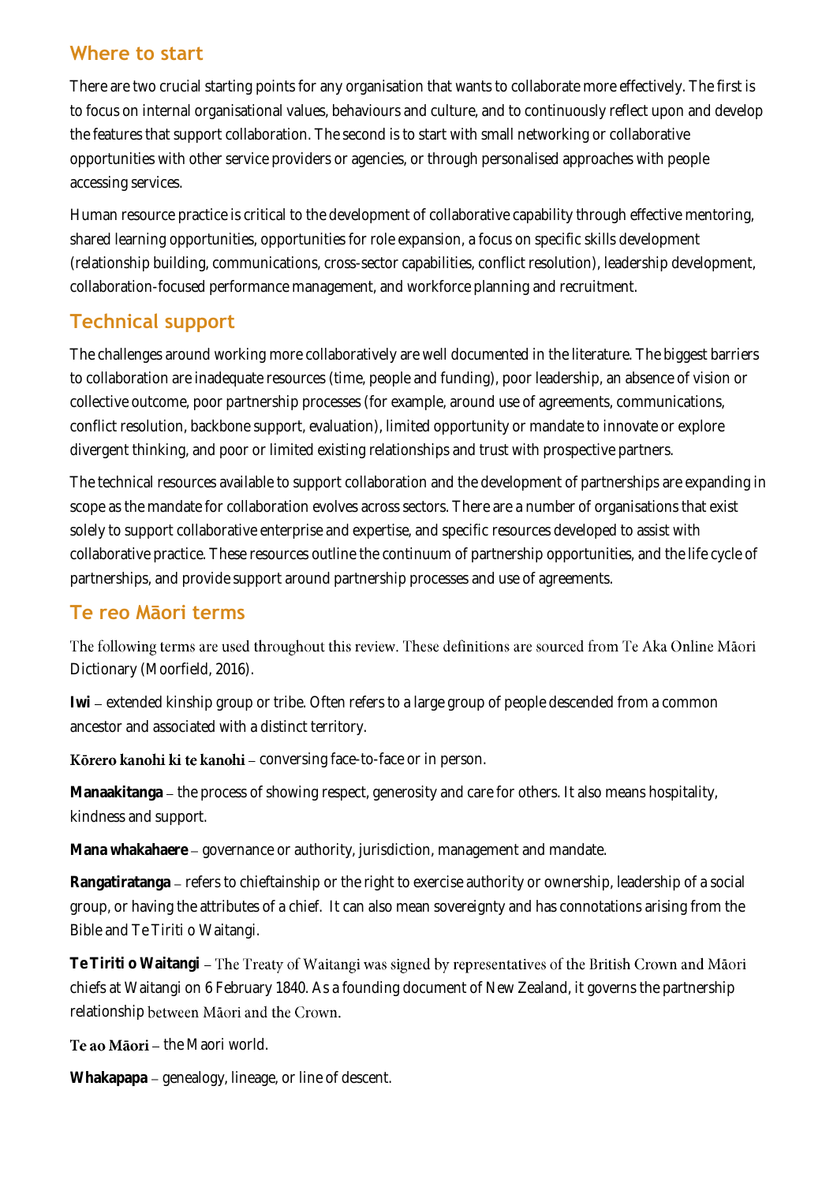## Where to start

There are two crucial starting points for any organisation that wants to collaborate more effectively. The first is to focus on internal organisational values, behaviours and culture, and to continuously reflect upon and develop the features that support collaboration. The second is to start with small networking or collaborative opportunities with other service providers or agencies, or through personalised approaches with people accessing services.

Human resource practice is critical to the development of collaborative capability through effective mentoring, shared learning opportunities, opportunities for role expansion, a focus on specific skills development (relationship building, communications, cross-sector capabilities, conflict resolution), leadership development, collaboration-focused performance management, and workforce planning and recruitment.

## Technical support

The challenges around working more collaboratively are well documented in the literature. The biggest barriers to collaboration are inadequate resources (time, people and funding), poor leadership, an absence of vision or collective outcome, poor partnership processes (for example, around use of agreements, communications, conflict resolution, backbone support, evaluation), limited opportunity or mandate to innovate or explore divergent thinking, and poor or limited existing relationships and trust with prospective partners.

The technical resources available to support collaboration and the development of partnerships are expanding in scope as the mandate for collaboration evolves across sectors. There are a number of organisations that exist solely to support collaborative enterprise and expertise, and specific resources developed to assist with collaborative practice. These resources outline the continuum of partnership opportunities, and the life cycle of partnerships, and provide support around partnership processes and use of agreements.

## Te reo Māori terms

The following terms are used throughout this review. These definitions are sourced from Te Aka Online Māori Dictionary (Moorfield, 2016).

**Iwi** – extended kinship group or tribe. Often refers to a large group of people descended from a common ancestor and associated with a distinct territory.

**Kōrero kanohi ki te kanohi** – conversing face-to-face or in person.

**Manaakitanga** – the process of showing respect, generosity and care for others. It also means hospitality, kindness and support.

**Mana whakahaere** – governance or authority, jurisdiction, management and mandate.

**Rangatiratanga** – refers to chieftainship or the right to exercise authority or ownership, leadership of a social group, or having the attributes of a chief. It can also mean sovereignty and has connotations arising from the Bible and Te Tiriti o Waitangi.

**Te Tiriti o Waitangi** – The Treaty of Waitangi was signed by representatives of the British Crown and Māori chiefs at Waitangi on 6 February 1840. As a founding document of New Zealand, it governs the partnership relationship between Māori and the Crown.

**Te ao Māori** – the Maori world.

**Whakapapa** – genealogy, lineage, or line of descent.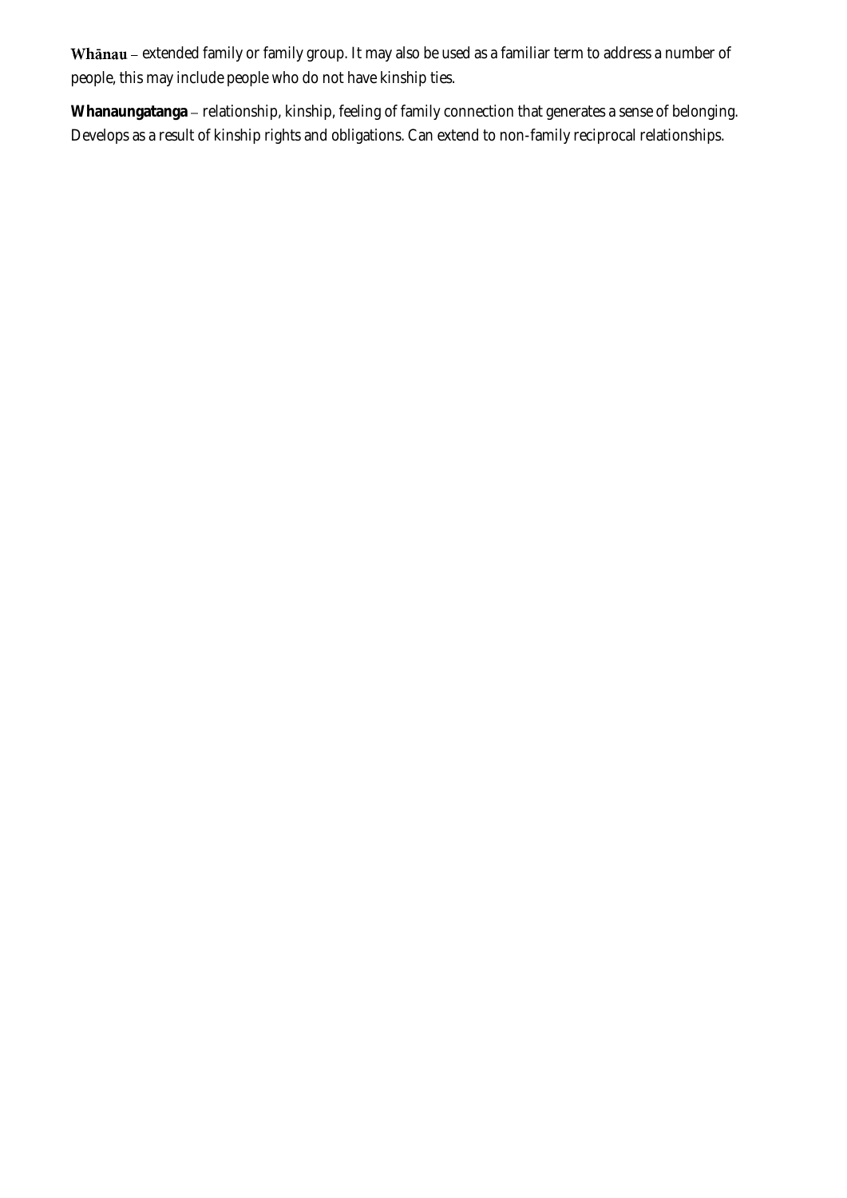**Whānau** – extended family or family group. It may also be used as a familiar term to address a number of people, this may include people who do not have kinship ties.

**Whanaungatanga** – relationship, kinship, feeling of family connection that generates a sense of belonging. Develops as a result of kinship rights and obligations. Can extend to non-family reciprocal relationships.